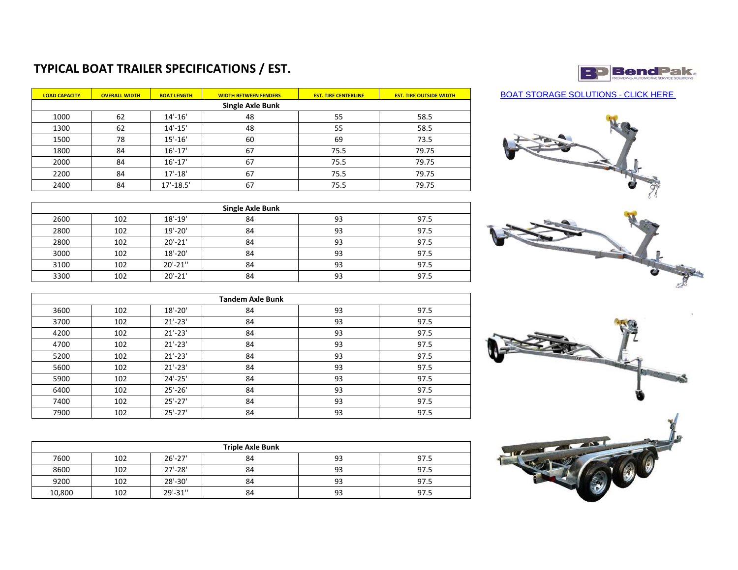# TYPICAL BOAT TRAILER SPECIFICATIONS / EST.

BOAT STORAGE SOLUTIONS - CLICK HERE

| LOAD CAPACITY | OVERALL WIDTH | BOAT LENGTH | WIDTH BETWEEN FENDERS | EST. TIRE CENTERLINE | EST. TIRE OUTSIDE WIDTH |
|---|---|---|---|---|---|
| **Single Axle Bunk** | | | | | |
| 1000 | 62 | 14'-16' | 48 | 55 | 58.5 |
| 1300 | 62 | 14'-15' | 48 | 55 | 58.5 |
| 1500 | 78 | 15'-16' | 60 | 69 | 73.5 |
| 1800 | 84 | 16'-17' | 67 | 75.5 | 79.75 |
| 2000 | 84 | 16'-17' | 67 | 75.5 | 79.75 |
| 2200 | 84 | 17'-18' | 67 | 75.5 | 79.75 |
| 2400 | 84 | 17'-18.5' | 67 | 75.5 | 79.75 |
| **Single Axle Bunk** | | | | | |
| 2600 | 102 | 18'-19' | 84 | 93 | 97.5 |
| 2800 | 102 | 19'-20' | 84 | 93 | 97.5 |
| 2800 | 102 | 20'-21' | 84 | 93 | 97.5 |
| 3000 | 102 | 18'-20' | 84 | 93 | 97.5 |
| 3100 | 102 | 20'-21'' | 84 | 93 | 97.5 |
| 3300 | 102 | 20'-21' | 84 | 93 | 97.5 |
| **Tandem Axle Bunk** | | | | | |
| 3600 | 102 | 18'-20' | 84 | 93 | 97.5 |
| 3700 | 102 | 21'-23' | 84 | 93 | 97.5 |
| 4200 | 102 | 21'-23' | 84 | 93 | 97.5 |
| 4700 | 102 | 21'-23' | 84 | 93 | 97.5 |
| 5200 | 102 | 21'-23' | 84 | 93 | 97.5 |
| 5600 | 102 | 21'-23' | 84 | 93 | 97.5 |
| 5900 | 102 | 24'-25' | 84 | 93 | 97.5 |
| 6400 | 102 | 25'-26' | 84 | 93 | 97.5 |
| 7400 | 102 | 25'-27' | 84 | 93 | 97.5 |
| 7900 | 102 | 25'-27' | 84 | 93 | 97.5 |
| **Triple Axle Bunk** | | | | | |
| 7600 | 102 | 26'-27' | 84 | 93 | 97.5 |
| 8600 | 102 | 27'-28' | 84 | 93 | 97.5 |
| 9200 | 102 | 28'-30' | 84 | 93 | 97.5 |
| 10,800 | 102 | 29'-31'' | 84 | 93 | 97.5 |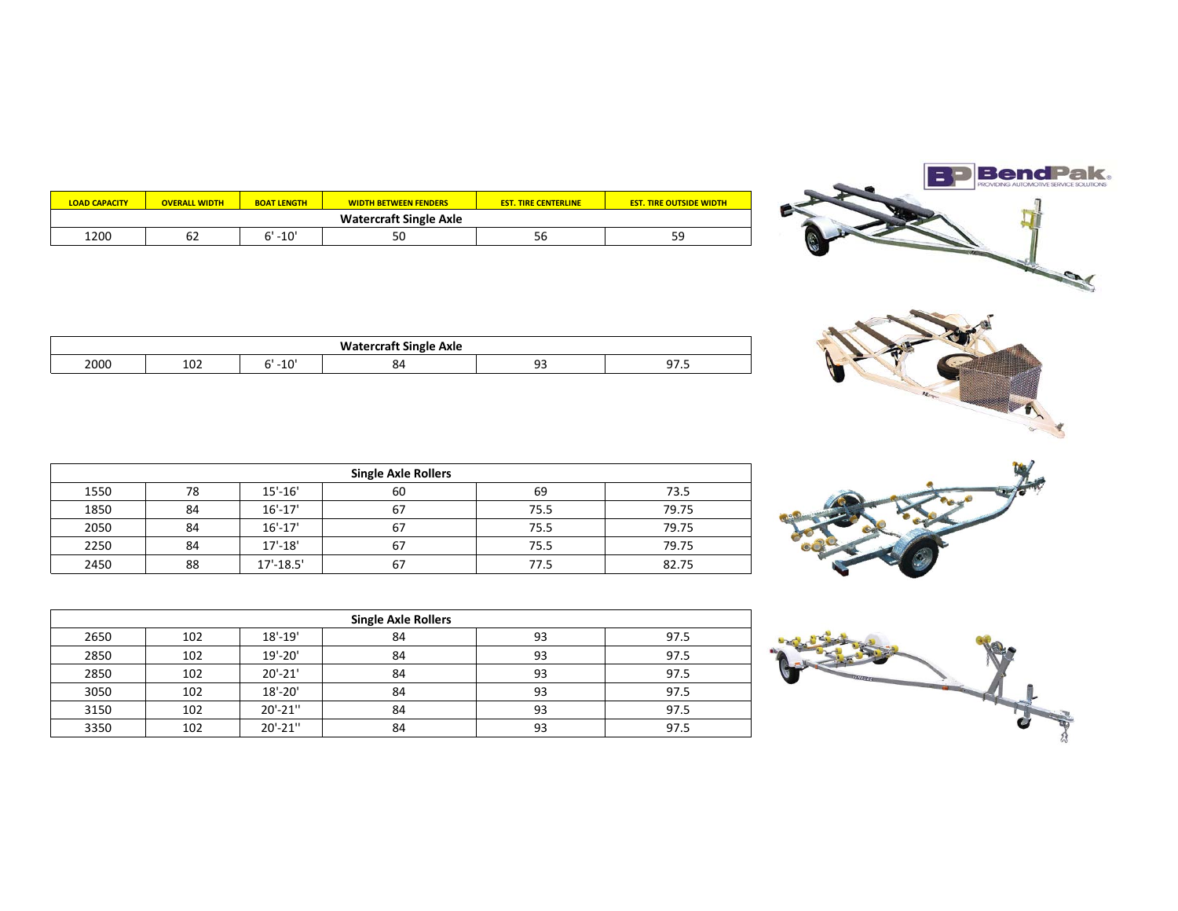| LOAD CAPACITY | OVERALL WIDTH | BOAT LENGTH | WIDTH BETWEEN FENDERS | EST. TIRE CENTERLINE | EST. TIRE OUTSIDE WIDTH |
|---|---|---|---|---|---|
| **Watercraft Single Axle** | | | | | |
| 1200 | 62 | 6' -10' | 50 | 56 | 59 |

| **Watercraft Single Axle** | | | | | |
|---|---|---|---|---|---|
| 2000 | 102 | 6' -10' | 84 | 93 | 97.5 |

| **Single Axle Rollers** | | | | | |
|---|---|---|---|---|---|
| 1550 | 78 | 15'-16' | 60 | 69 | 73.5 |
| 1850 | 84 | 16'-17' | 67 | 75.5 | 79.75 |
| 2050 | 84 | 16'-17' | 67 | 75.5 | 79.75 |
| 2250 | 84 | 17'-18' | 67 | 75.5 | 79.75 |
| 2450 | 88 | 17'-18.5' | 67 | 77.5 | 82.75 |

| **Single Axle Rollers** | | | | | |
|---|---|---|---|---|---|
| 2650 | 102 | 18'-19' | 84 | 93 | 97.5 |
| 2850 | 102 | 19'-20' | 84 | 93 | 97.5 |
| 2850 | 102 | 20'-21' | 84 | 93 | 97.5 |
| 3050 | 102 | 18'-20' | 84 | 93 | 97.5 |
| 3150 | 102 | 20'-21'' | 84 | 93 | 97.5 |
| 3350 | 102 | 20'-21'' | 84 | 93 | 97.5 |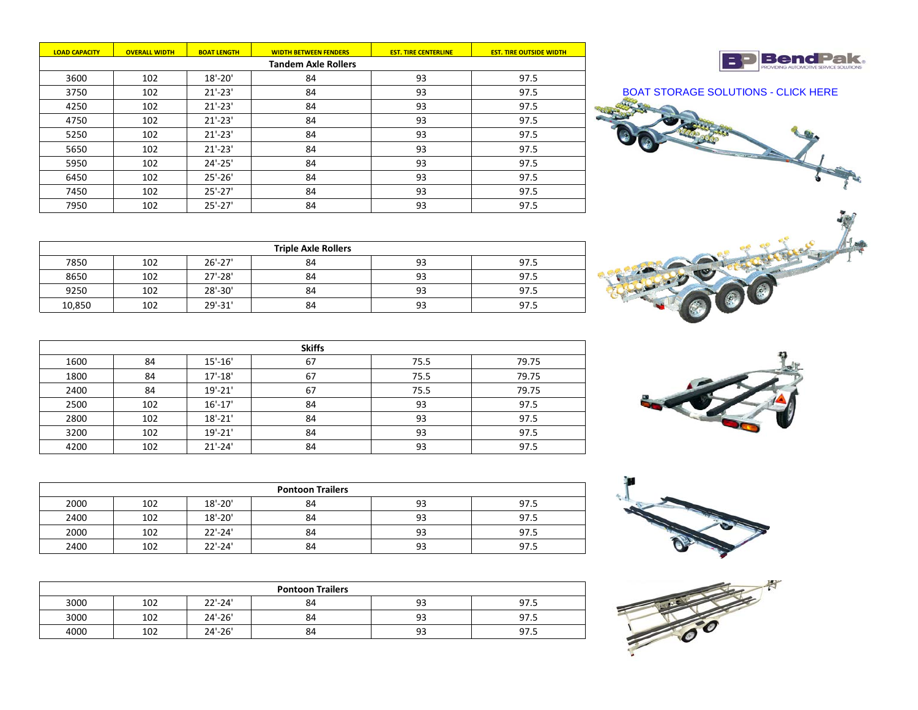BendPak PROVIDING AUTOMOTIVE SERVICE SOLUTIONS

BOAT STORAGE SOLUTIONS - CLICK HERE

| LOAD CAPACITY | OVERALL WIDTH | BOAT LENGTH | WIDTH BETWEEN FENDERS | EST. TIRE CENTERLINE | EST. TIRE OUTSIDE WIDTH |
|---|---|---|---|---|---|
| **Tandem Axle Rollers** | | | | | |
| 3600 | 102 | 18'-20' | 84 | 93 | 97.5 |
| 3750 | 102 | 21'-23' | 84 | 93 | 97.5 |
| 4250 | 102 | 21'-23' | 84 | 93 | 97.5 |
| 4750 | 102 | 21'-23' | 84 | 93 | 97.5 |
| 5250 | 102 | 21'-23' | 84 | 93 | 97.5 |
| 5650 | 102 | 21'-23' | 84 | 93 | 97.5 |
| 5950 | 102 | 24'-25' | 84 | 93 | 97.5 |
| 6450 | 102 | 25'-26' | 84 | 93 | 97.5 |
| 7450 | 102 | 25'-27' | 84 | 93 | 97.5 |
| 7950 | 102 | 25'-27' | 84 | 93 | 97.5 |

| | | | | | |
|---|---|---|---|---|---|
| **Triple Axle Rollers** | | | | | |
| 7850 | 102 | 26'-27' | 84 | 93 | 97.5 |
| 8650 | 102 | 27'-28' | 84 | 93 | 97.5 |
| 9250 | 102 | 28'-30' | 84 | 93 | 97.5 |
| 10,850 | 102 | 29'-31' | 84 | 93 | 97.5 |

| | | | | | |
|---|---|---|---|---|---|
| **Skiffs** | | | | | |
| 1600 | 84 | 15'-16' | 67 | 75.5 | 79.75 |
| 1800 | 84 | 17'-18' | 67 | 75.5 | 79.75 |
| 2400 | 84 | 19'-21' | 67 | 75.5 | 79.75 |
| 2500 | 102 | 16'-17' | 84 | 93 | 97.5 |
| 2800 | 102 | 18'-21' | 84 | 93 | 97.5 |
| 3200 | 102 | 19'-21' | 84 | 93 | 97.5 |
| 4200 | 102 | 21'-24' | 84 | 93 | 97.5 |

| | | | | | |
|---|---|---|---|---|---|
| **Pontoon Trailers** | | | | | |
| 2000 | 102 | 18'-20' | 84 | 93 | 97.5 |
| 2400 | 102 | 18'-20' | 84 | 93 | 97.5 |
| 2000 | 102 | 22'-24' | 84 | 93 | 97.5 |
| 2400 | 102 | 22'-24' | 84 | 93 | 97.5 |

| | | | | | |
|---|---|---|---|---|---|
| **Pontoon Trailers** | | | | | |
| 3000 | 102 | 22'-24' | 84 | 93 | 97.5 |
| 3000 | 102 | 24'-26' | 84 | 93 | 97.5 |
| 4000 | 102 | 24'-26' | 84 | 93 | 97.5 |